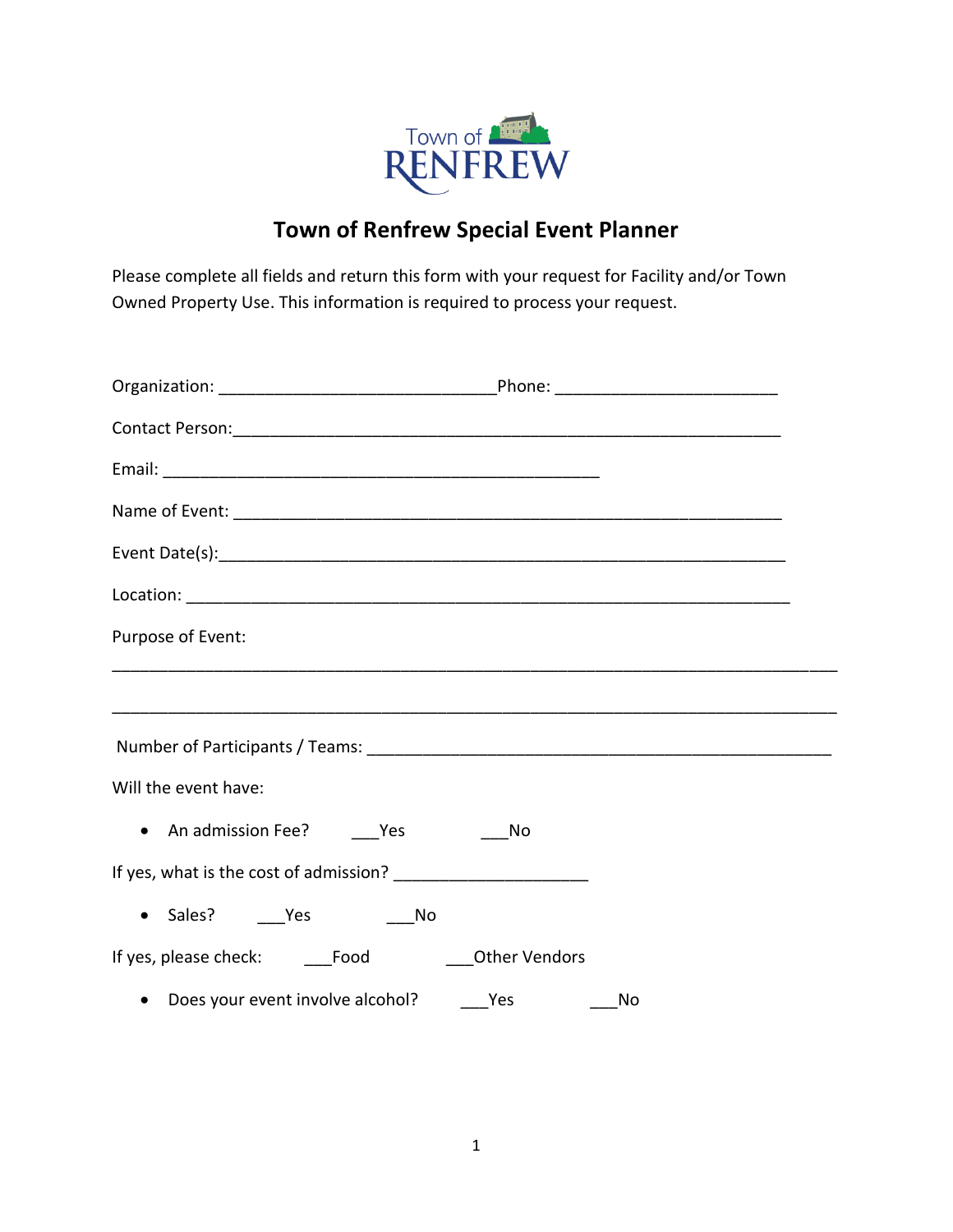Town of RENFREW

# Town of Renfrew Special Event Planner

Please complete all fields and return this form with your request for Facility and/or Town Owned Property Use. This information is required to process your request.

Organization: ______________________________Phone: ________________________

Contact Person:___________________________________________________________

Email: _______________________________________________

Name of Event: ___________________________________________________________

Event Date(s):_____________________________________________________________

Location: _________________________________________________________________

Purpose of Event:

_______________________________________________________________________________

_______________________________________________________________________________

Number of Participants / Teams: __________________________________________________

Will the event have:

- An admission Fee? ___Yes ___No

If yes, what is the cost of admission? _____________________

- Sales? ___Yes ___No

If yes, please check: ___Food ___Other Vendors

- Does your event involve alcohol? ___Yes ___No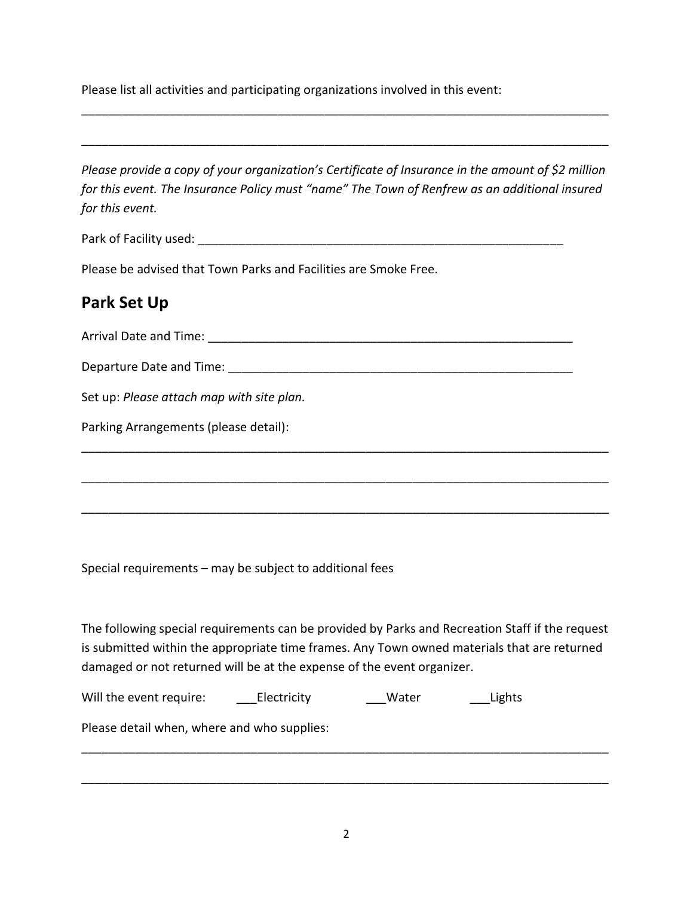Please list all activities and participating organizations involved in this event:

________________________________________________________________________________

________________________________________________________________________________

*Please provide a copy of your organization's Certificate of Insurance in the amount of $2 million for this event. The Insurance Policy must "name" The Town of Renfrew as an additional insured for this event.*

Park of Facility used: ___________________________________________________________

Please be advised that Town Parks and Facilities are Smoke Free.

## Park Set Up

Arrival Date and Time: _________________________________________________________

Departure Date and Time: ______________________________________________________

Set up: *Please attach map with site plan.*

Parking Arrangements (please detail):

________________________________________________________________________________

________________________________________________________________________________

________________________________________________________________________________

Special requirements – may be subject to additional fees

The following special requirements can be provided by Parks and Recreation Staff if the request is submitted within the appropriate time frames. Any Town owned materials that are returned damaged or not returned will be at the expense of the event organizer.

Will the event require: ___Electricity ___Water ___Lights

Please detail when, where and who supplies:

________________________________________________________________________________

________________________________________________________________________________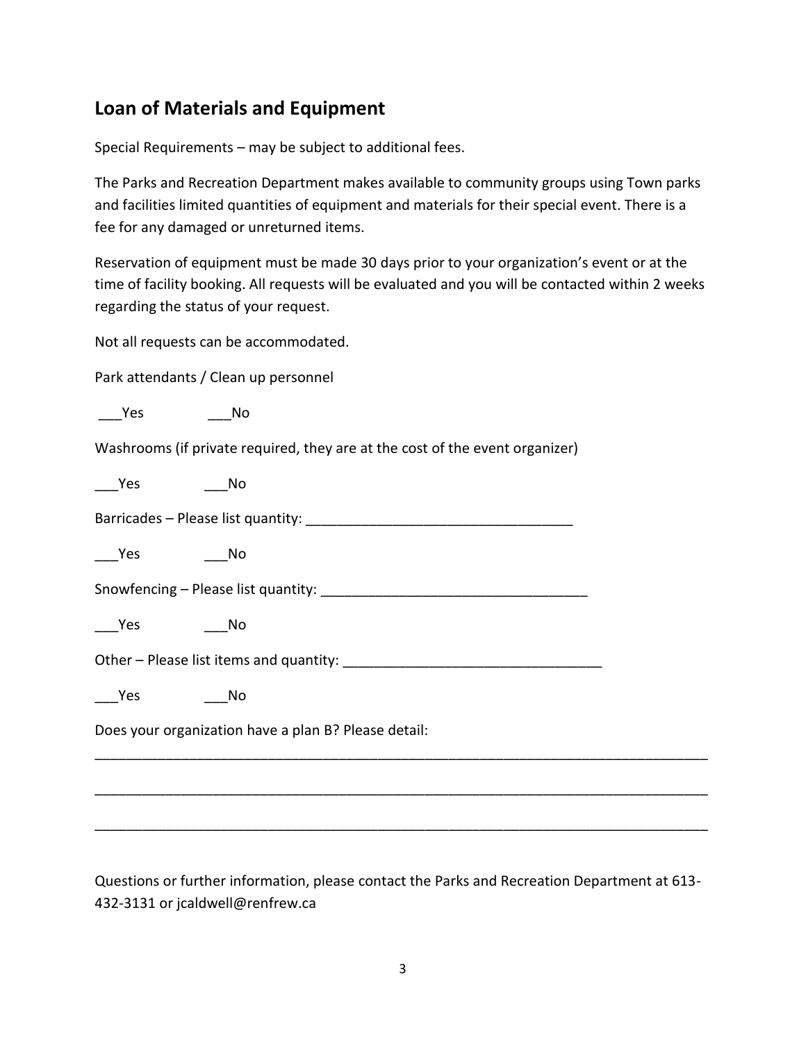## Loan of Materials and Equipment

Special Requirements – may be subject to additional fees.

The Parks and Recreation Department makes available to community groups using Town parks and facilities limited quantities of equipment and materials for their special event. There is a fee for any damaged or unreturned items.

Reservation of equipment must be made 30 days prior to your organization's event or at the time of facility booking. All requests will be evaluated and you will be contacted within 2 weeks regarding the status of your request.

Not all requests can be accommodated.

Park attendants / Clean up personnel

___Yes ___No

Washrooms (if private required, they are at the cost of the event organizer)

___Yes ___No

Barricades – Please list quantity: __________________________________

___Yes ___No

Snowfencing – Please list quantity: __________________________________

___Yes ___No

Other – Please list items and quantity: _________________________________

___Yes ___No

Does your organization have a plan B? Please detail:

________________________________________________________________________________

________________________________________________________________________________

________________________________________________________________________________

Questions or further information, please contact the Parks and Recreation Department at 613-432-3131 or jcaldwell@renfrew.ca